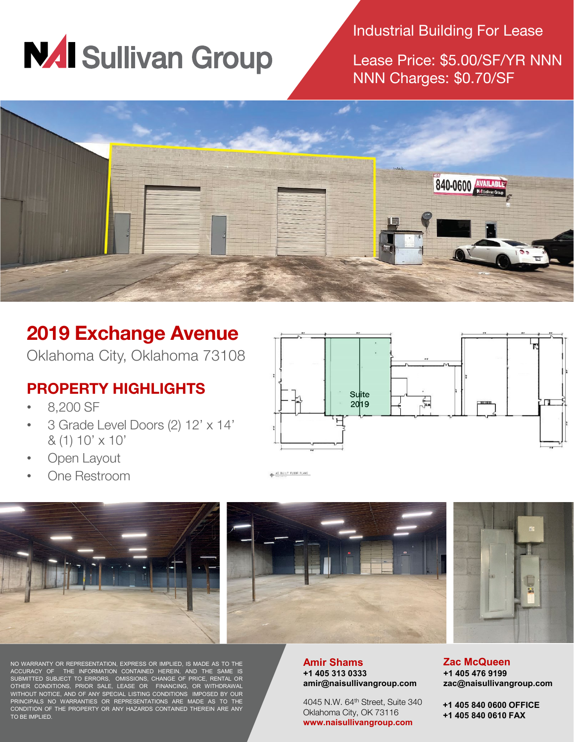# NAI Sullivan Group

Industrial Building For Lease

Lease Price: $5.00/SF/YR NNN
NNN Charges: $0.70/SF

## 2019 Exchange Avenue

Oklahoma City, Oklahoma 73108

## PROPERTY HIGHLIGHTS

- 8,200 SF
- 3 Grade Level Doors (2) 12' x 14' & (1) 10' x 10'
- Open Layout
- One Restroom

Suite 2019

AS BUILT FLOOR PLANS

NO WARRANTY OR REPRESENTATION, EXPRESS OR IMPLIED, IS MADE AS TO THE ACCURACY OF THE INFORMATION CONTAINED HEREIN, AND THE SAME IS SUBMITTED SUBJECT TO ERRORS, OMISSIONS, CHANGE OF PRICE, RENTAL OR OTHER CONDITIONS, PRIOR SALE, LEASE OR FINANCING, OR WITHDRAWAL WITHOUT NOTICE, AND OF ANY SPECIAL LISTING CONDITIONS IMPOSED BY OUR PRINCIPALS NO WARRANTIES OR REPRESENTATIONS ARE MADE AS TO THE CONDITION OF THE PROPERTY OR ANY HAZARDS CONTAINED THEREIN ARE ANY TO BE IMPLIED.

**Amir Shams**
**+1 405 313 0333**
**amir@naisullivangroup.com**

4045 N.W. 64th Street, Suite 340
Oklahoma City, OK 73116
**www.naisullivangroup.com**

**Zac McQueen**
**+1 405 476 9199**
**zac@naisullivangroup.com**

**+1 405 840 0600 OFFICE**
**+1 405 840 0610 FAX**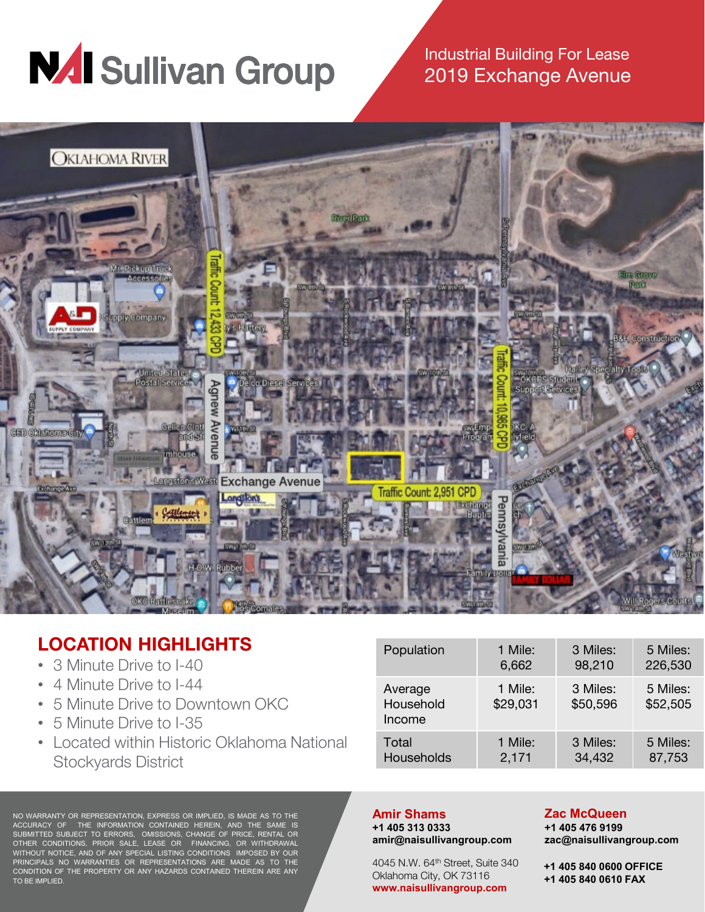# NAI Sullivan Group

Industrial Building For Lease
2019 Exchange Avenue

## LOCATION HIGHLIGHTS

- 3 Minute Drive to I-40
- 4 Minute Drive to I-44
- 5 Minute Drive to Downtown OKC
- 5 Minute Drive to I-35
- Located within Historic Oklahoma National Stockyards District

| | | | |
|---|---|---|---|
| Population | 1 Mile: 6,662 | 3 Miles: 98,210 | 5 Miles: 226,530 |
| Average Household Income | 1 Mile: $29,031 | 3 Miles: $50,596 | 5 Miles: $52,505 |
| Total Households | 1 Mile: 2,171 | 3 Miles: 34,432 | 5 Miles: 87,753 |

NO WARRANTY OR REPRESENTATION, EXPRESS OR IMPLIED, IS MADE AS TO THE ACCURACY OF THE INFORMATION CONTAINED HEREIN, AND THE SAME IS SUBMITTED SUBJECT TO ERRORS, OMISSIONS, CHANGE OF PRICE, RENTAL OR OTHER CONDITIONS, PRIOR SALE, LEASE OR FINANCING, OR WITHDRAWAL WITHOUT NOTICE, AND OF ANY SPECIAL LISTING CONDITIONS IMPOSED BY OUR PRINCIPALS NO WARRANTIES OR REPRESENTATIONS ARE MADE AS TO THE CONDITION OF THE PROPERTY OR ANY HAZARDS CONTAINED THEREIN ARE ANY TO BE IMPLIED.

**Amir Shams**
**+1 405 313 0333**
**amir@naisullivangroup.com**

**Zac McQueen**
**+1 405 476 9199**
**zac@naisullivangroup.com**

4045 N.W. 64th Street, Suite 340
Oklahoma City, OK 73116
**www.naisullivangroup.com**

**+1 405 840 0600 OFFICE**
**+1 405 840 0610 FAX**